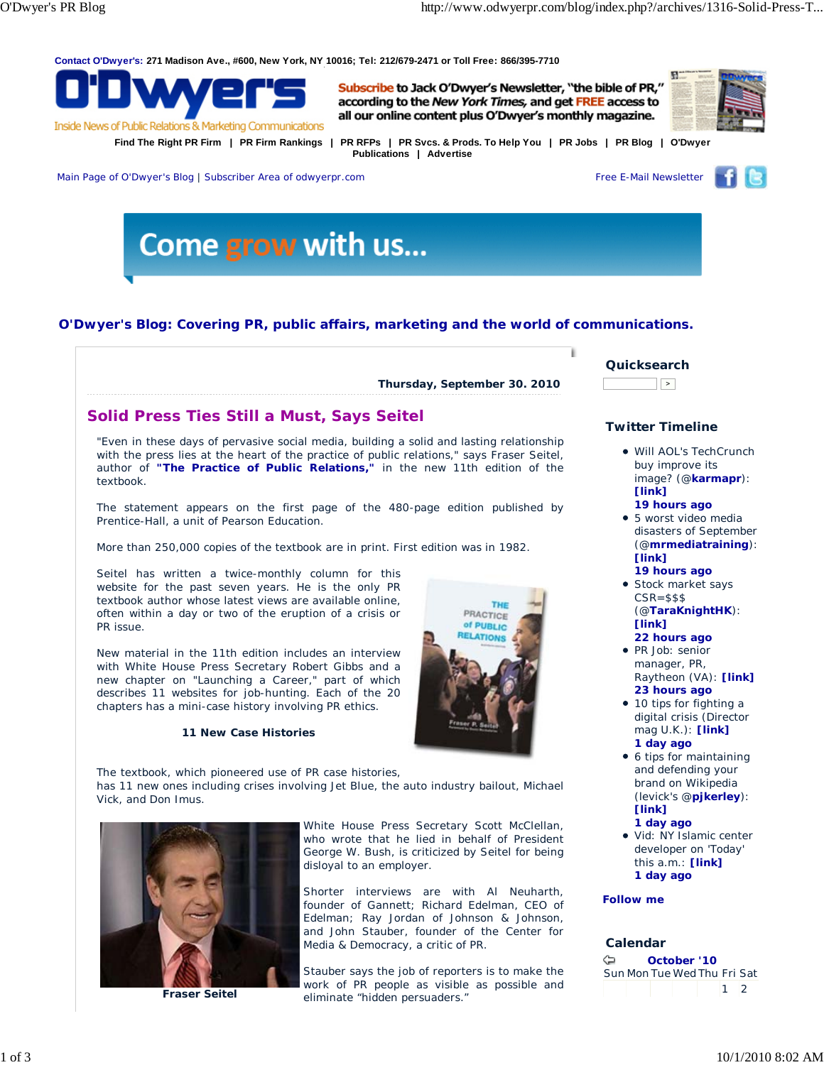**Contact O'Dwyer's:** 271 Madison Ave., #600, New York, NY 10016; Tel: 212/679-2471 or Toll Free: 866/395-7710

# O'Dwyer's

Inside News of Public Relations & Marketing Communications

**Subscribe** to Jack O'Dwyer's Newsletter, "the bible of PR," according to the *New York Times*, and get **FREE** access to all our online content plus O'Dwyer's monthly magazine.

**Find The Right PR Firm | PR Firm Rankings | PR RFPs | PR Svcs. & Prods. To Help You | PR Jobs | PR Blog | O'Dwyer Publications | Advertise**

Main Page of O'Dwyer's Blog | Subscriber Area of odwyerpr.com

Free E-Mail Newsletter

Come grow with us...

## O'Dwyer's Blog: Covering PR, public affairs, marketing and the world of communications.

**Thursday, September 30. 2010**

## Solid Press Ties Still a Must, Says Seitel

"Even in these days of pervasive social media, building a solid and lasting relationship with the press lies at the heart of the practice of public relations," says Fraser Seitel, author of **"The Practice of Public Relations,"** in the new 11th edition of the textbook.

The statement appears on the first page of the 480-page edition published by Prentice-Hall, a unit of Pearson Education.

More than 250,000 copies of the textbook are in print. First edition was in 1982.

Seitel has written a twice-monthly column for this website for the past seven years. He is the only PR textbook author whose latest views are available online, often within a day or two of the eruption of a crisis or PR issue.

New material in the 11th edition includes an interview with White House Press Secretary Robert Gibbs and a new chapter on "Launching a Career," part of which describes 11 websites for job-hunting. Each of the 20 chapters has a mini-case history involving PR ethics.

### 11 New Case Histories

The textbook, which pioneered use of PR case histories, has 11 new ones including crises involving Jet Blue, the auto industry bailout, Michael Vick, and Don Imus.

**Fraser Seitel**

White House Press Secretary Scott McClellan, who wrote that he lied in behalf of President George W. Bush, is criticized by Seitel for being disloyal to an employer.

Shorter interviews are with Al Neuharth, founder of Gannett; Richard Edelman, CEO of Edelman; Ray Jordan of Johnson & Johnson, and John Stauber, founder of the Center for Media & Democracy, a critic of PR.

Stauber says the job of reporters is to make the work of PR people as visible as possible and eliminate "hidden persuaders."

### Quicksearch

### Twitter Timeline

- Will AOL's TechCrunch buy improve its image? (@**karmapr**): **[link]** **19 hours ago**
- 5 worst video media disasters of September (@**mrmediatraining**): **[link]** **19 hours ago**
- Stock market says CSR=$$$ (@**TaraKnightHK**): **[link]** **22 hours ago**
- PR Job: senior manager, PR, Raytheon (VA): **[link]** **23 hours ago**
- 10 tips for fighting a digital crisis (Director mag U.K.): **[link]** **1 day ago**
- 6 tips for maintaining and defending your brand on Wikipedia (levick's @**pjkerley**): **[link]** **1 day ago**
- Vid: NY Islamic center developer on 'Today' this a.m.: **[link]** **1 day ago**

**Follow me**

### Calendar

**October '10**

| Sun | Mon | Tue | Wed | Thu | Fri | Sat |
|---|---|---|---|---|---|---|
| | | | | | 1 | 2 |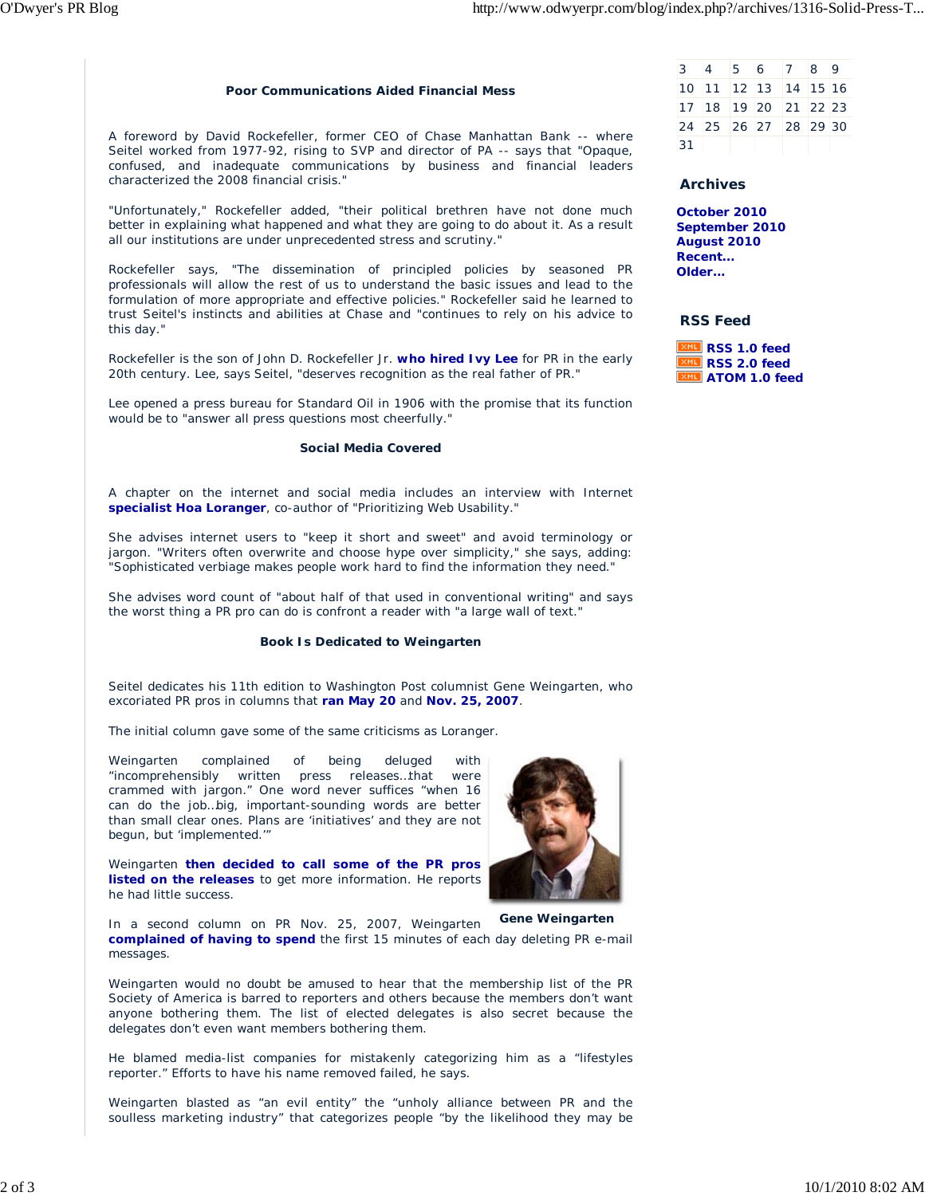### Poor Communications Aided Financial Mess

A foreword by David Rockefeller, former CEO of Chase Manhattan Bank -- where Seitel worked from 1977-92, rising to SVP and director of PA -- says that "Opaque, confused, and inadequate communications by business and financial leaders characterized the 2008 financial crisis."

"Unfortunately," Rockefeller added, "their political brethren have not done much better in explaining what happened and what they are going to do about it. As a result all our institutions are under unprecedented stress and scrutiny."

Rockefeller says, "The dissemination of principled policies by seasoned PR professionals will allow the rest of us to understand the basic issues and lead to the formulation of more appropriate and effective policies." Rockefeller said he learned to trust Seitel's instincts and abilities at Chase and "continues to rely on his advice to this day."

Rockefeller is the son of John D. Rockefeller Jr. **who hired Ivy Lee** for PR in the early 20th century. Lee, says Seitel, "deserves recognition as the real father of PR."

Lee opened a press bureau for Standard Oil in 1906 with the promise that its function would be to "answer all press questions most cheerfully."

### Social Media Covered

A chapter on the internet and social media includes an interview with Internet **specialist Hoa Loranger**, co-author of "Prioritizing Web Usability."

She advises internet users to "keep it short and sweet" and avoid terminology or jargon. "Writers often overwrite and choose hype over simplicity," she says, adding: "Sophisticated verbiage makes people work hard to find the information they need."

She advises word count of "about half of that used in conventional writing" and says the worst thing a PR pro can do is confront a reader with "a large wall of text."

### Book Is Dedicated to Weingarten

Seitel dedicates his 11th edition to Washington Post columnist Gene Weingarten, who excoriated PR pros in columns that **ran May 20** and **Nov. 25, 2007**.

The initial column gave some of the same criticisms as Loranger.

Weingarten complained of being deluged with "incomprehensibly written press releases…that were crammed with jargon." One word never suffices "when 16 can do the job…big, important-sounding words are better than small clear ones. Plans are 'initiatives' and they are not begun, but 'implemented.'"

Weingarten **then decided to call some of the PR pros listed on the releases** to get more information. He reports he had little success.

**Gene Weingarten**

In a second column on PR Nov. 25, 2007, Weingarten **complained of having to spend** the first 15 minutes of each day deleting PR e-mail messages.

Weingarten would no doubt be amused to hear that the membership list of the PR Society of America is barred to reporters and others because the members don't want anyone bothering them. The list of elected delegates is also secret because the delegates don't even want members bothering them.

He blamed media-list companies for mistakenly categorizing him as a "lifestyles reporter." Efforts to have his name removed failed, he says.

Weingarten blasted as "an evil entity" the "unholy alliance between PR and the soulless marketing industry" that categorizes people "by the likelihood they may be

| 3 | 4 | 5 | 6 | 7 | 8 | 9 |
|---|---|---|---|---|---|---|
| 10 | 11 | 12 | 13 | 14 | 15 | 16 |
| 17 | 18 | 19 | 20 | 21 | 22 | 23 |
| 24 | 25 | 26 | 27 | 28 | 29 | 30 |
| 31 | | | | | | |

### Archives

**October 2010**
**September 2010**
**August 2010**
**Recent...**
**Older...**

### RSS Feed

**RSS 1.0 feed**
**RSS 2.0 feed**
**ATOM 1.0 feed**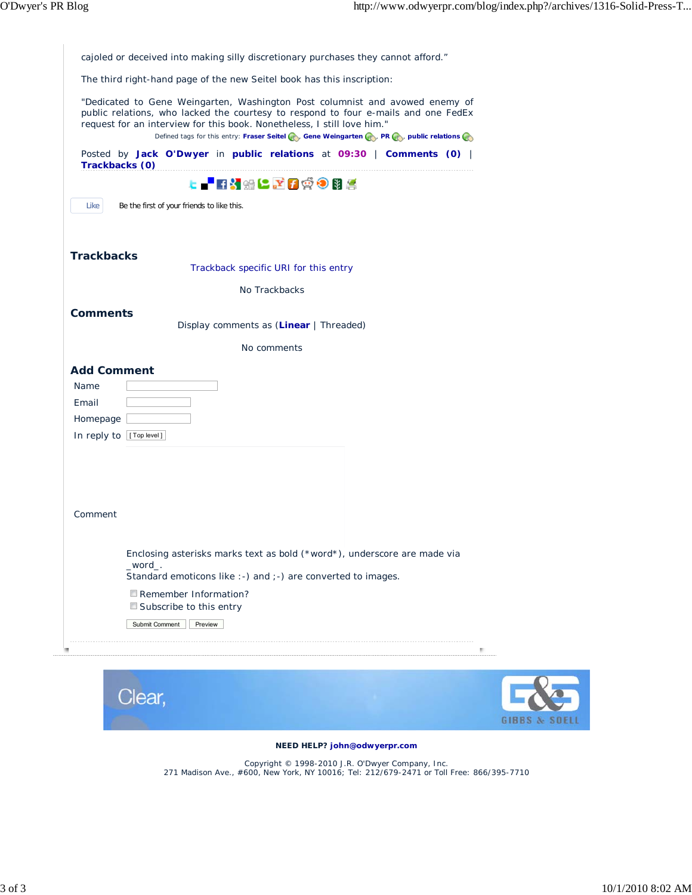cajoled or deceived into making silly discretionary purchases they cannot afford."

The third right-hand page of the new Seitel book has this inscription:

"Dedicated to Gene Weingarten, Washington Post columnist and avowed enemy of public relations, who lacked the courtesy to respond to four e-mails and one FedEx request for an interview for this book. Nonetheless, I still love him."

Defined tags for this entry: **Fraser Seitel**, **Gene Weingarten**, **PR**, **public relations**

Posted by **Jack O'Dwyer** in **public relations** at **09:30** | **Comments (0)** | **Trackbacks (0)**

Like | Be the first of your friends to like this.

## Trackbacks

Trackback specific URI for this entry

No Trackbacks

## Comments

Display comments as (**Linear** | Threaded)

No comments

## Add Comment

Name

Email

Homepage

In reply to [ Top level ]

Comment

Enclosing asterisks marks text as bold (*word*), underscore are made via _word_.
Standard emoticons like :-) and ;-) are converted to images.

Remember Information?
Subscribe to this entry

Submit Comment | Preview

Clear, GIBBS & SOELL

**NEED HELP? john@odwyerpr.com**

Copyright © 1998-2010 J.R. O'Dwyer Company, Inc.
271 Madison Ave., #600, New York, NY 10016; Tel: 212/679-2471 or Toll Free: 866/395-7710